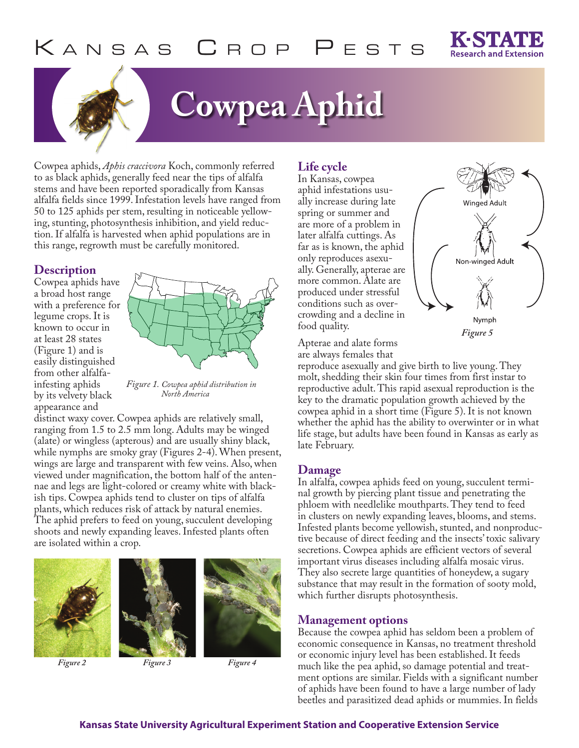# Kansas Crop Pests

# Cowpea Aphid

Cowpea aphids, *Aphis craccivora* Koch, commonly referred to as black aphids, generally feed near the tips of alfalfa stems and have been reported sporadically from Kansas alfalfa fields since 1999. Infestation levels have ranged from 50 to 125 aphids per stem, resulting in noticeable yellowing, stunting, photosynthesis inhibition, and yield reduction. If alfalfa is harvested when aphid populations are in this range, regrowth must be carefully monitored.

## Description

Cowpea aphids have a broad host range with a preference for legume crops. It is known to occur in at least 28 states (Figure 1) and is easily distinguished from other alfalfa-infesting aphids by its velvety black appearance and distinct waxy cover. Cowpea aphids are relatively small, ranging from 1.5 to 2.5 mm long. Adults may be winged (alate) or wingless (apterous) and are usually shiny black, while nymphs are smoky gray (Figures 2-4). When present, wings are large and transparent with few veins. Also, when viewed under magnification, the bottom half of the antennae and legs are light-colored or creamy white with blackish tips. Cowpea aphids tend to cluster on tips of alfalfa plants, which reduces risk of attack by natural enemies. The aphid prefers to feed on young, succulent developing shoots and newly expanding leaves. Infested plants often are isolated within a crop.

*Figure 1. Cowpea aphid distribution in North America*

*Figure 2* *Figure 3* *Figure 4*

## Life cycle

In Kansas, cowpea aphid infestations usually increase during late spring or summer and are more of a problem in later alfalfa cuttings. As far as is known, the aphid only reproduces asexually. Generally, apterae are more common. Alate are produced under stressful conditions such as overcrowding and a decline in food quality.

Winged Adult

Non-winged Adult

Nymph

*Figure 5*

Apterae and alate forms are always females that reproduce asexually and give birth to live young. They molt, shedding their skin four times from first instar to reproductive adult. This rapid asexual reproduction is the key to the dramatic population growth achieved by the cowpea aphid in a short time (Figure 5). It is not known whether the aphid has the ability to overwinter or in what life stage, but adults have been found in Kansas as early as late February.

## Damage

In alfalfa, cowpea aphids feed on young, succulent terminal growth by piercing plant tissue and penetrating the phloem with needlelike mouthparts. They tend to feed in clusters on newly expanding leaves, blooms, and stems. Infested plants become yellowish, stunted, and nonproductive because of direct feeding and the insects' toxic salivary secretions. Cowpea aphids are efficient vectors of several important virus diseases including alfalfa mosaic virus. They also secrete large quantities of honeydew, a sugary substance that may result in the formation of sooty mold, which further disrupts photosynthesis.

## Management options

Because the cowpea aphid has seldom been a problem of economic consequence in Kansas, no treatment threshold or economic injury level has been established. It feeds much like the pea aphid, so damage potential and treatment options are similar. Fields with a significant number of aphids have been found to have a large number of lady beetles and parasitized dead aphids or mummies. In fields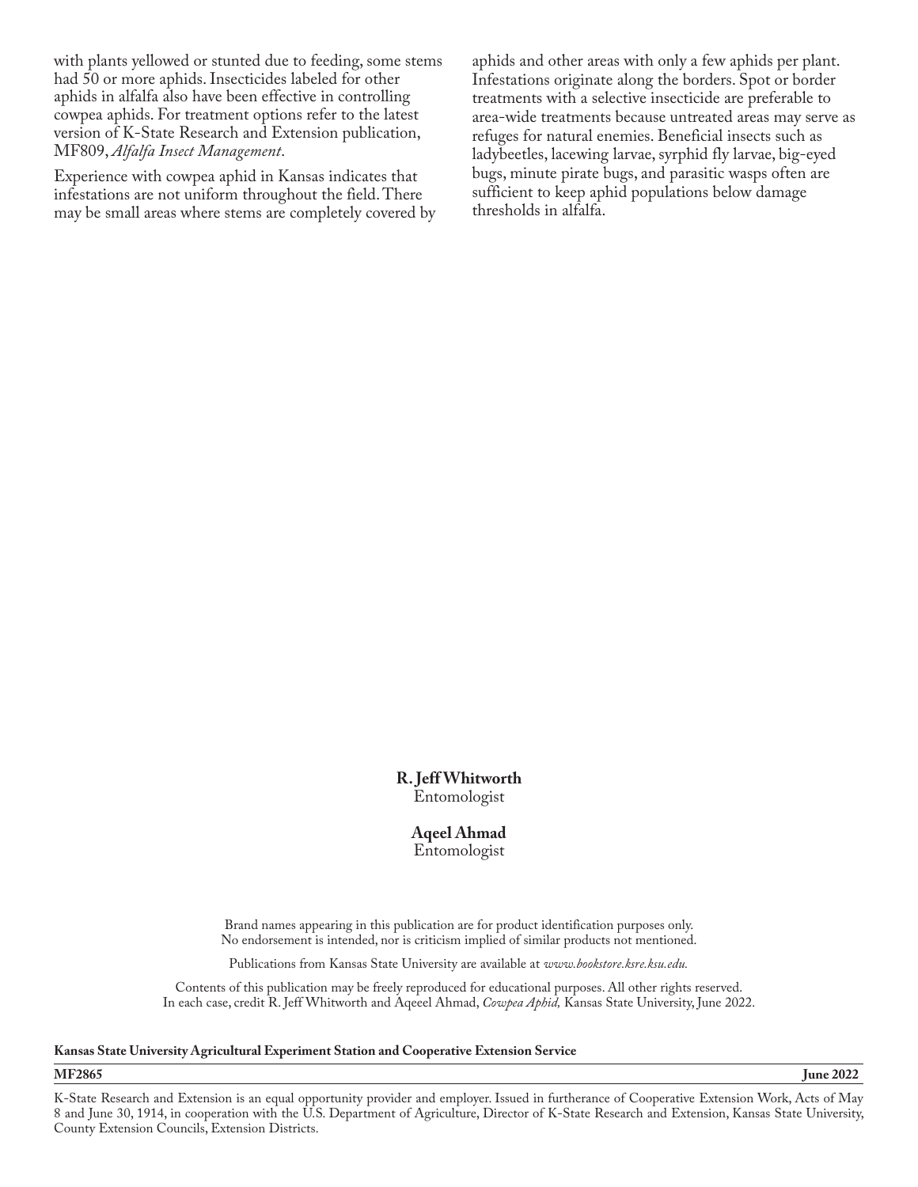with plants yellowed or stunted due to feeding, some stems had 50 or more aphids. Insecticides labeled for other aphids in alfalfa also have been effective in controlling cowpea aphids. For treatment options refer to the latest version of K-State Research and Extension publication, MF809, *Alfalfa Insect Management*.

Experience with cowpea aphid in Kansas indicates that infestations are not uniform throughout the field. There may be small areas where stems are completely covered by aphids and other areas with only a few aphids per plant. Infestations originate along the borders. Spot or border treatments with a selective insecticide are preferable to area-wide treatments because untreated areas may serve as refuges for natural enemies. Beneficial insects such as ladybeetles, lacewing larvae, syrphid fly larvae, big-eyed bugs, minute pirate bugs, and parasitic wasps often are sufficient to keep aphid populations below damage thresholds in alfalfa.

**R. Jeff Whitworth**
Entomologist

**Aqeel Ahmad**
Entomologist

Brand names appearing in this publication are for product identification purposes only. No endorsement is intended, nor is criticism implied of similar products not mentioned.

Publications from Kansas State University are available at *www.bookstore.ksre.ksu.edu.*

Contents of this publication may be freely reproduced for educational purposes. All other rights reserved. In each case, credit R. Jeff Whitworth and Aqeeel Ahmad, *Cowpea Aphid,* Kansas State University, June 2022.

**Kansas State University Agricultural Experiment Station and Cooperative Extension Service**

**MF2865** **June 2022**

K-State Research and Extension is an equal opportunity provider and employer. Issued in furtherance of Cooperative Extension Work, Acts of May 8 and June 30, 1914, in cooperation with the U.S. Department of Agriculture, Director of K-State Research and Extension, Kansas State University, County Extension Councils, Extension Districts.